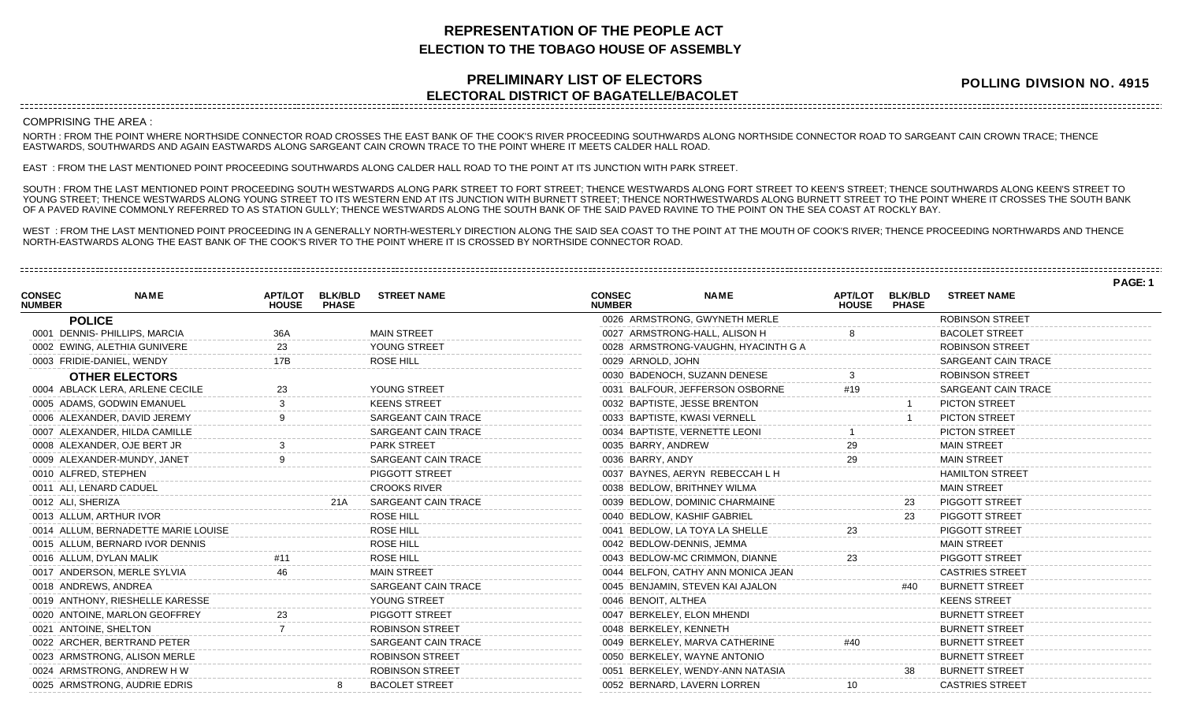# REPRESENTATION OF THE PEOPLE ACT
## ELECTION TO THE TOBAGO HOUSE OF ASSEMBLY

## PRELIMINARY LIST OF ELECTORS
## ELECTORAL DISTRICT OF BAGATELLE/BACOLET

**POLLING DIVISION NO. 4915**

COMPRISING THE AREA :

NORTH : FROM THE POINT WHERE NORTHSIDE CONNECTOR ROAD CROSSES THE EAST BANK OF THE COOK'S RIVER PROCEEDING SOUTHWARDS ALONG NORTHSIDE CONNECTOR ROAD TO SARGEANT CAIN CROWN TRACE; THENCE EASTWARDS, SOUTHWARDS AND AGAIN EASTWARDS ALONG SARGEANT CAIN CROWN TRACE TO THE POINT WHERE IT MEETS CALDER HALL ROAD.

EAST : FROM THE LAST MENTIONED POINT PROCEEDING SOUTHWARDS ALONG CALDER HALL ROAD TO THE POINT AT ITS JUNCTION WITH PARK STREET.

SOUTH : FROM THE LAST MENTIONED POINT PROCEEDING SOUTH WESTWARDS ALONG PARK STREET TO FORT STREET; THENCE WESTWARDS ALONG FORT STREET TO KEEN'S STREET; THENCE SOUTHWARDS ALONG KEEN'S STREET TO YOUNG STREET; THENCE WESTWARDS ALONG YOUNG STREET TO ITS WESTERN END AT ITS JUNCTION WITH BURNETT STREET; THENCE NORTHWESTWARDS ALONG BURNETT STREET TO THE POINT WHERE IT CROSSES THE SOUTH BANK OF A PAVED RAVINE COMMONLY REFERRED TO AS STATION GULLY; THENCE WESTWARDS ALONG THE SOUTH BANK OF THE SAID PAVED RAVINE TO THE POINT ON THE SEA COAST AT ROCKLY BAY.

WEST : FROM THE LAST MENTIONED POINT PROCEEDING IN A GENERALLY NORTH-WESTERLY DIRECTION ALONG THE SAID SEA COAST TO THE POINT AT THE MOUTH OF COOK'S RIVER; THENCE PROCEEDING NORTHWARDS AND THENCE NORTH-EASTWARDS ALONG THE EAST BANK OF THE COOK'S RIVER TO THE POINT WHERE IT IS CROSSED BY NORTHSIDE CONNECTOR ROAD.

| CONSEC NUMBER | NAME | APT/LOT HOUSE | BLK/BLD PHASE | STREET NAME |
|---|---|---|---|---|
| | **POLICE** | | | |
| 0001 | DENNIS- PHILLIPS, MARCIA | 36A | | MAIN STREET |
| 0002 | EWING, ALETHIA GUNIVERE | 23 | | YOUNG STREET |
| 0003 | FRIDIE-DANIEL, WENDY | 17B | | ROSE HILL |
| | **OTHER ELECTORS** | | | |
| 0004 | ABLACK LERA, ARLENE CECILE | 23 | | YOUNG STREET |
| 0005 | ADAMS, GODWIN EMANUEL | 3 | | KEENS STREET |
| 0006 | ALEXANDER, DAVID JEREMY | 9 | | SARGEANT CAIN TRACE |
| 0007 | ALEXANDER, HILDA CAMILLE | | | SARGEANT CAIN TRACE |
| 0008 | ALEXANDER, OJE BERT JR | 3 | | PARK STREET |
| 0009 | ALEXANDER-MUNDY, JANET | 9 | | SARGEANT CAIN TRACE |
| 0010 | ALFRED, STEPHEN | | | PIGGOTT STREET |
| 0011 | ALI, LENARD CADUEL | | | CROOKS RIVER |
| 0012 | ALI, SHERIZA | | 21A | SARGEANT CAIN TRACE |
| 0013 | ALLUM, ARTHUR IVOR | | | ROSE HILL |
| 0014 | ALLUM, BERNADETTE MARIE LOUISE | | | ROSE HILL |
| 0015 | ALLUM, BERNARD IVOR DENNIS | | | ROSE HILL |
| 0016 | ALLUM, DYLAN MALIK | #11 | | ROSE HILL |
| 0017 | ANDERSON, MERLE SYLVIA | 46 | | MAIN STREET |
| 0018 | ANDREWS, ANDREA | | | SARGEANT CAIN TRACE |
| 0019 | ANTHONY, RIESHELLE KARESSE | | | YOUNG STREET |
| 0020 | ANTOINE, MARLON GEOFFREY | 23 | | PIGGOTT STREET |
| 0021 | ANTOINE, SHELTON | 7 | | ROBINSON STREET |
| 0022 | ARCHER, BERTRAND PETER | | | SARGEANT CAIN TRACE |
| 0023 | ARMSTRONG, ALISON MERLE | | | ROBINSON STREET |
| 0024 | ARMSTRONG, ANDREW H W | | | ROBINSON STREET |
| 0025 | ARMSTRONG, AUDRIE EDRIS | | 8 | BACOLET STREET |
| 0026 | ARMSTRONG, GWYNETH MERLE | | | ROBINSON STREET |
| 0027 | ARMSTRONG-HALL, ALISON H | 8 | | BACOLET STREET |
| 0028 | ARMSTRONG-VAUGHN, HYACINTH G A | | | ROBINSON STREET |
| 0029 | ARNOLD, JOHN | | | SARGEANT CAIN TRACE |
| 0030 | BADENOCH, SUZANN DENESE | 3 | | ROBINSON STREET |
| 0031 | BALFOUR, JEFFERSON OSBORNE | #19 | | SARGEANT CAIN TRACE |
| 0032 | BAPTISTE, JESSE BRENTON | | 1 | PICTON STREET |
| 0033 | BAPTISTE, KWASI VERNELL | | 1 | PICTON STREET |
| 0034 | BAPTISTE, VERNETTE LEONI | 1 | | PICTON STREET |
| 0035 | BARRY, ANDREW | 29 | | MAIN STREET |
| 0036 | BARRY, ANDY | 29 | | MAIN STREET |
| 0037 | BAYNES, AERYN REBECCAH L H | | | HAMILTON STREET |
| 0038 | BEDLOW, BRITHNEY WILMA | | | MAIN STREET |
| 0039 | BEDLOW, DOMINIC CHARMAINE | | 23 | PIGGOTT STREET |
| 0040 | BEDLOW, KASHIF GABRIEL | | 23 | PIGGOTT STREET |
| 0041 | BEDLOW, LA TOYA LA SHELLE | 23 | | PIGGOTT STREET |
| 0042 | BEDLOW-DENNIS, JEMMA | | | MAIN STREET |
| 0043 | BEDLOW-MC CRIMMON, DIANNE | 23 | | PIGGOTT STREET |
| 0044 | BELFON, CATHY ANN MONICA JEAN | | | CASTRIES STREET |
| 0045 | BENJAMIN, STEVEN KAI AJALON | | #40 | BURNETT STREET |
| 0046 | BENOIT, ALTHEA | | | KEENS STREET |
| 0047 | BERKELEY, ELON MHENDI | | | BURNETT STREET |
| 0048 | BERKELEY, KENNETH | | | BURNETT STREET |
| 0049 | BERKELEY, MARVA CATHERINE | #40 | | BURNETT STREET |
| 0050 | BERKELEY, WAYNE ANTONIO | | | BURNETT STREET |
| 0051 | BERKELEY, WENDY-ANN NATASIA | | 38 | BURNETT STREET |
| 0052 | BERNARD, LAVERN LORREN | 10 | | CASTRIES STREET |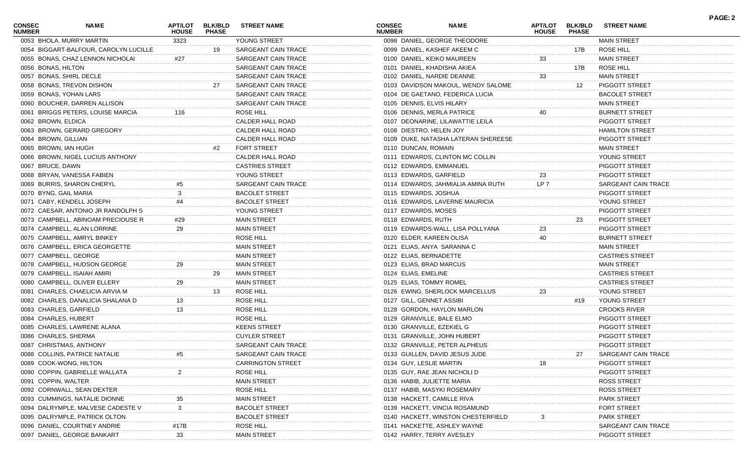| CONSEC NUMBER | NAME | APT/LOT HOUSE | BLK/BLD PHASE | STREET NAME |
|---|---|---|---|---|
| 0053 | BHOLA, MURRY MARTIN | 3323 | | YOUNG STREET |
| 0054 | BIGGART-BALFOUR, CAROLYN LUCILLE | | 19 | SARGEANT CAIN TRACE |
| 0055 | BONAS, CHAZ LENNON NICHOLAI | #27 | | SARGEANT CAIN TRACE |
| 0056 | BONAS, HILTON | | | SARGEANT CAIN TRACE |
| 0057 | BONAS, SHIRL DECLE | | | SARGEANT CAIN TRACE |
| 0058 | BONAS, TREVON DISHON | | 27 | SARGEANT CAIN TRACE |
| 0059 | BONAS, YOHAN LARS | | | SARGEANT CAIN TRACE |
| 0060 | BOUCHER, DARREN ALLISON | | | SARGEANT CAIN TRACE |
| 0061 | BRIGGS PETERS, LOUISE MARCIA | 116 | | ROSE HILL |
| 0062 | BROWN, ELDICA | | | CALDER HALL ROAD |
| 0063 | BROWN, GERARD GREGORY | | | CALDER HALL ROAD |
| 0064 | BROWN, GILLIAN | | | CALDER HALL ROAD |
| 0065 | BROWN, IAN HUGH | | #2 | FORT STREET |
| 0066 | BROWN, NIGEL LUCIUS ANTHONY | | | CALDER HALL ROAD |
| 0067 | BRUCE, DAWN | | | CASTRIES STREET |
| 0068 | BRYAN, VANESSA FABIEN | | | YOUNG STREET |
| 0069 | BURRIS, SHARON CHERYL | #5 | | SARGEANT CAIN TRACE |
| 0070 | BYNG, GAIL MARIA | 3 | | BACOLET STREET |
| 0071 | CABY, KENDELL JOSEPH | #4 | | BACOLET STREET |
| 0072 | CAESAR, ANTONIO JR RANDOLPH S | | | YOUNG STREET |
| 0073 | CAMPBELL, ABINOAM PRECIOUSE R | #29 | | MAIN STREET |
| 0074 | CAMPBELL, ALAN LORRINE | 29 | | MAIN STREET |
| 0075 | CAMPBELL, AMRYL BINKEY | | | ROSE HILL |
| 0076 | CAMPBELL, ERICA GEORGETTE | | | MAIN STREET |
| 0077 | CAMPBELL, GEORGE | | | MAIN STREET |
| 0078 | CAMPBELL, HUDSON GEORGE | 29 | | MAIN STREET |
| 0079 | CAMPBELL, ISAIAH AMIRI | | 29 | MAIN STREET |
| 0080 | CAMPBELL, OLIVER ELLERY | 29 | | MAIN STREET |
| 0081 | CHARLES, CHAELICIA ARVIA M | | 13 | ROSE HILL |
| 0082 | CHARLES, DANALICIA SHALANA D | 13 | | ROSE HILL |
| 0083 | CHARLES, GARFIELD | 13 | | ROSE HILL |
| 0084 | CHARLES, HUBERT | | | ROSE HILL |
| 0085 | CHARLES, LAWRENE ALANA | | | KEENS STREET |
| 0086 | CHARLES, SHERMA | | | CUYLER STREET |
| 0087 | CHRISTMAS, ANTHONY | | | SARGEANT CAIN TRACE |
| 0088 | COLLINS, PATRICE NATALIE | #5 | | SARGEANT CAIN TRACE |
| 0089 | COOK-WONG, HILTON | | | CARRINGTON STREET |
| 0090 | COPPIN, GABRIELLE WALLATA | 2 | | ROSE HILL |
| 0091 | COPPIN, WALTER | | | MAIN STREET |
| 0092 | CORNWALL, SEAN DEXTER | | | ROSE HILL |
| 0093 | CUMMINGS, NATALIE DIONNE | 35 | | MAIN STREET |
| 0094 | DALRYMPLE, MALVESE CADESTE V | 3 | | BACOLET STREET |
| 0095 | DALRYMPLE, PATRICK OLTON | | | BACOLET STREET |
| 0096 | DANIEL, COURTNEY ANDRIE | #17B | | ROSE HILL |
| 0097 | DANIEL, GEORGE BANKART | 33 | | MAIN STREET |
| 0098 | DANIEL, GEORGE THEODORE | | | MAIN STREET |
| 0099 | DANIEL, KASHEF AKEEM C | | 17B | ROSE HILL |
| 0100 | DANIEL, KEIKO MAUREEN | 33 | | MAIN STREET |
| 0101 | DANIEL, KHADISHA AKIEA | | 17B | ROSE HILL |
| 0102 | DANIEL, NARDIE DEANNE | 33 | | MAIN STREET |
| 0103 | DAVIDSON MAKOUL, WENDY SALOME | | 12 | PIGGOTT STREET |
| 0104 | DE GAETANO, FEDERICA LUCIA | | | BACOLET STREET |
| 0105 | DENNIS, ELVIS HILARY | | | MAIN STREET |
| 0106 | DENNIS, MERLA PATRICE | 40 | | BURNETT STREET |
| 0107 | DEONARINE, LILAWATTIE LEILA | | | PIGGOTT STREET |
| 0108 | DIESTRO, HELEN JOY | | | HAMILTON STREET |
| 0109 | DUKE, NATASHA LATERAN SHEREESE | | | PIGGOTT STREET |
| 0110 | DUNCAN, ROMAIN | | | MAIN STREET |
| 0111 | EDWARDS, CLINTON MC COLLIN | | | YOUNG STREET |
| 0112 | EDWARDS, EMMANUEL | | | PIGGOTT STREET |
| 0113 | EDWARDS, GARFIELD | 23 | | PIGGOTT STREET |
| 0114 | EDWARDS, JAHMIALIA AMINA RUTH | LP 7 | | SARGEANT CAIN TRACE |
| 0115 | EDWARDS, JOSHUA | | | PIGGOTT STREET |
| 0116 | EDWARDS, LAVERNE MAURICIA | | | YOUNG STREET |
| 0117 | EDWARDS, MOSES | | | PIGGOTT STREET |
| 0118 | EDWARDS, RUTH | | 23 | PIGGOTT STREET |
| 0119 | EDWARDS-WALL, LISA POLLYANA | 23 | | PIGGOTT STREET |
| 0120 | ELDER, KAREEN OLISA | 40 | | BURNETT STREET |
| 0121 | ELIAS, ANYA SARANNA C | | | MAIN STREET |
| 0122 | ELIAS, BERNADETTE | | | CASTRIES STREET |
| 0123 | ELIAS, BRAD MARCUS | | | MAIN STREET |
| 0124 | ELIAS, EMELINE | | | CASTRIES STREET |
| 0125 | ELIAS, TOMMY ROMEL | | | CASTRIES STREET |
| 0126 | EWING, SHERLOCK MARCELLUS | 23 | | YOUNG STREET |
| 0127 | GILL, GENNET ASSIBI | | #19 | YOUNG STREET |
| 0128 | GORDON, HAYLON MARLON | | | CROOKS RIVER |
| 0129 | GRANVILLE, BALE ELMO | | | PIGGOTT STREET |
| 0130 | GRANVILLE, EZEKIEL G | | | PIGGOTT STREET |
| 0131 | GRANVILLE, JOHN HUBERT | | | PIGGOTT STREET |
| 0132 | GRANVILLE, PETER ALPHEUS | | | PIGGOTT STREET |
| 0133 | GUILLEN, DAVID JESUS JUDE | | 27 | SARGEANT CAIN TRACE |
| 0134 | GUY, LESLIE MARTIN | 18 | | PIGGOTT STREET |
| 0135 | GUY, RAE JEAN NICHOLI D | | | PIGGOTT STREET |
| 0136 | HABIB, JULIETTE MARIA | | | ROSS STREET |
| 0137 | HABIB, MASYKI ROSEMARY | | | ROSS STREET |
| 0138 | HACKETT, CAMILLE RIVA | | | PARK STREET |
| 0139 | HACKETT, VINCIA ROSAMUND | | | FORT STREET |
| 0140 | HACKETT, WINSTON CHESTERFIELD | 3 | | PARK STREET |
| 0141 | HACKETTE, ASHLEY WAYNE | | | SARGEANT CAIN TRACE |
| 0142 | HARRY, TERRY AVESLEY | | | PIGGOTT STREET |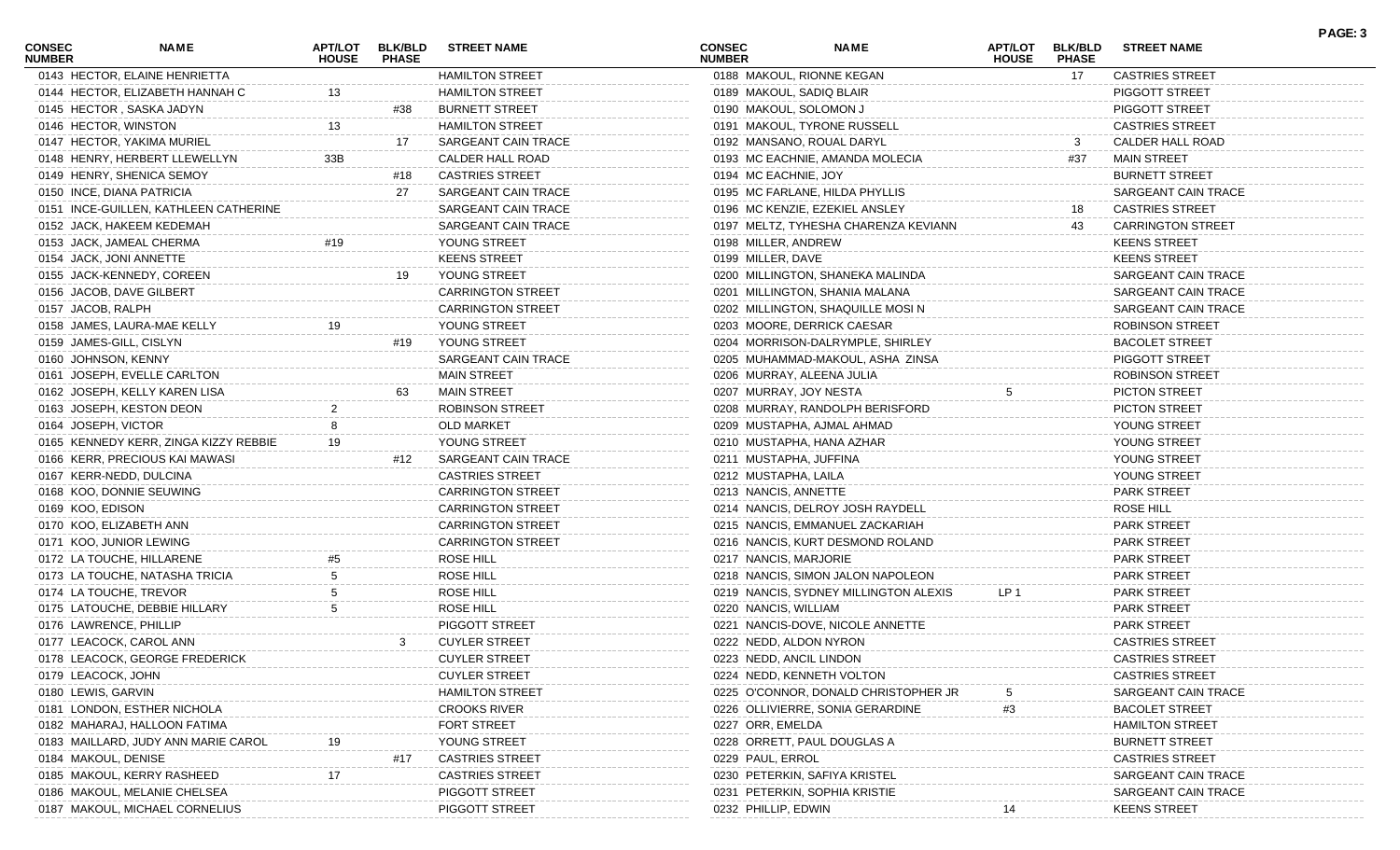| CONSEC NUMBER | NAME | APT/LOT HOUSE | BLK/BLD PHASE | STREET NAME |
|---|---|---|---|---|
| 0143 | HECTOR, ELAINE HENRIETTA | | | HAMILTON STREET |
| 0144 | HECTOR, ELIZABETH HANNAH C | 13 | | HAMILTON STREET |
| 0145 | HECTOR , SASKA JADYN | | #38 | BURNETT STREET |
| 0146 | HECTOR, WINSTON | 13 | | HAMILTON STREET |
| 0147 | HECTOR, YAKIMA MURIEL | | 17 | SARGEANT CAIN TRACE |
| 0148 | HENRY, HERBERT LLEWELLYN | 33B | | CALDER HALL ROAD |
| 0149 | HENRY, SHENICA SEMOY | | #18 | CASTRIES STREET |
| 0150 | INCE, DIANA PATRICIA | | 27 | SARGEANT CAIN TRACE |
| 0151 | INCE-GUILLEN, KATHLEEN CATHERINE | | | SARGEANT CAIN TRACE |
| 0152 | JACK, HAKEEM KEDEMAH | | | SARGEANT CAIN TRACE |
| 0153 | JACK, JAMEAL CHERMA | #19 | | YOUNG STREET |
| 0154 | JACK, JONI ANNETTE | | | KEENS STREET |
| 0155 | JACK-KENNEDY, COREEN | | 19 | YOUNG STREET |
| 0156 | JACOB, DAVE GILBERT | | | CARRINGTON STREET |
| 0157 | JACOB, RALPH | | | CARRINGTON STREET |
| 0158 | JAMES, LAURA-MAE KELLY | 19 | | YOUNG STREET |
| 0159 | JAMES-GILL, CISLYN | | #19 | YOUNG STREET |
| 0160 | JOHNSON, KENNY | | | SARGEANT CAIN TRACE |
| 0161 | JOSEPH, EVELLE CARLTON | | | MAIN STREET |
| 0162 | JOSEPH, KELLY KAREN LISA | | 63 | MAIN STREET |
| 0163 | JOSEPH, KESTON DEON | 2 | | ROBINSON STREET |
| 0164 | JOSEPH, VICTOR | 8 | | OLD MARKET |
| 0165 | KENNEDY KERR, ZINGA KIZZY REBBIE | 19 | | YOUNG STREET |
| 0166 | KERR, PRECIOUS KAI MAWASI | | #12 | SARGEANT CAIN TRACE |
| 0167 | KERR-NEDD, DULCINA | | | CASTRIES STREET |
| 0168 | KOO, DONNIE SEUWING | | | CARRINGTON STREET |
| 0169 | KOO, EDISON | | | CARRINGTON STREET |
| 0170 | KOO, ELIZABETH ANN | | | CARRINGTON STREET |
| 0171 | KOO, JUNIOR LEWING | | | CARRINGTON STREET |
| 0172 | LA TOUCHE, HILLARENE | #5 | | ROSE HILL |
| 0173 | LA TOUCHE, NATASHA TRICIA | 5 | | ROSE HILL |
| 0174 | LA TOUCHE, TREVOR | 5 | | ROSE HILL |
| 0175 | LATOUCHE, DEBBIE HILLARY | 5 | | ROSE HILL |
| 0176 | LAWRENCE, PHILLIP | | | PIGGOTT STREET |
| 0177 | LEACOCK, CAROL ANN | | 3 | CUYLER STREET |
| 0178 | LEACOCK, GEORGE FREDERICK | | | CUYLER STREET |
| 0179 | LEACOCK, JOHN | | | CUYLER STREET |
| 0180 | LEWIS, GARVIN | | | HAMILTON STREET |
| 0181 | LONDON, ESTHER NICHOLA | | | CROOKS RIVER |
| 0182 | MAHARAJ, HALLOON FATIMA | | | FORT STREET |
| 0183 | MAILLARD, JUDY ANN MARIE CAROL | 19 | | YOUNG STREET |
| 0184 | MAKOUL, DENISE | | #17 | CASTRIES STREET |
| 0185 | MAKOUL, KERRY RASHEED | 17 | | CASTRIES STREET |
| 0186 | MAKOUL, MELANIE CHELSEA | | | PIGGOTT STREET |
| 0187 | MAKOUL, MICHAEL CORNELIUS | | | PIGGOTT STREET |
| 0188 | MAKOUL, RIONNE KEGAN | | 17 | CASTRIES STREET |
| 0189 | MAKOUL, SADIQ BLAIR | | | PIGGOTT STREET |
| 0190 | MAKOUL, SOLOMON J | | | PIGGOTT STREET |
| 0191 | MAKOUL, TYRONE RUSSELL | | | CASTRIES STREET |
| 0192 | MANSANO, ROUAL DARYL | | 3 | CALDER HALL ROAD |
| 0193 | MC EACHNIE, AMANDA MOLECIA | | #37 | MAIN STREET |
| 0194 | MC EACHNIE, JOY | | | BURNETT STREET |
| 0195 | MC FARLANE, HILDA PHYLLIS | | | SARGEANT CAIN TRACE |
| 0196 | MC KENZIE, EZEKIEL ANSLEY | | 18 | CASTRIES STREET |
| 0197 | MELTZ, TYHESHA CHARENZA KEVIANN | | 43 | CARRINGTON STREET |
| 0198 | MILLER, ANDREW | | | KEENS STREET |
| 0199 | MILLER, DAVE | | | KEENS STREET |
| 0200 | MILLINGTON, SHANEKA MALINDA | | | SARGEANT CAIN TRACE |
| 0201 | MILLINGTON, SHANIA MALANA | | | SARGEANT CAIN TRACE |
| 0202 | MILLINGTON, SHAQUILLE MOSI N | | | SARGEANT CAIN TRACE |
| 0203 | MOORE, DERRICK CAESAR | | | ROBINSON STREET |
| 0204 | MORRISON-DALRYMPLE, SHIRLEY | | | BACOLET STREET |
| 0205 | MUHAMMAD-MAKOUL, ASHA ZINSA | | | PIGGOTT STREET |
| 0206 | MURRAY, ALEENA JULIA | | | ROBINSON STREET |
| 0207 | MURRAY, JOY NESTA | 5 | | PICTON STREET |
| 0208 | MURRAY, RANDOLPH BERISFORD | | | PICTON STREET |
| 0209 | MUSTAPHA, AJMAL AHMAD | | | YOUNG STREET |
| 0210 | MUSTAPHA, HANA AZHAR | | | YOUNG STREET |
| 0211 | MUSTAPHA, JUFFINA | | | YOUNG STREET |
| 0212 | MUSTAPHA, LAILA | | | YOUNG STREET |
| 0213 | NANCIS, ANNETTE | | | PARK STREET |
| 0214 | NANCIS, DELROY JOSH RAYDELL | | | ROSE HILL |
| 0215 | NANCIS, EMMANUEL ZACKARIAH | | | PARK STREET |
| 0216 | NANCIS, KURT DESMOND ROLAND | | | PARK STREET |
| 0217 | NANCIS, MARJORIE | | | PARK STREET |
| 0218 | NANCIS, SIMON JALON NAPOLEON | | | PARK STREET |
| 0219 | NANCIS, SYDNEY MILLINGTON ALEXIS | LP 1 | | PARK STREET |
| 0220 | NANCIS, WILLIAM | | | PARK STREET |
| 0221 | NANCIS-DOVE, NICOLE ANNETTE | | | PARK STREET |
| 0222 | NEDD, ALDON NYRON | | | CASTRIES STREET |
| 0223 | NEDD, ANCIL LINDON | | | CASTRIES STREET |
| 0224 | NEDD, KENNETH VOLTON | | | CASTRIES STREET |
| 0225 | O'CONNOR, DONALD CHRISTOPHER JR | 5 | | SARGEANT CAIN TRACE |
| 0226 | OLLIVIERRE, SONIA GERARDINE | #3 | | BACOLET STREET |
| 0227 | ORR, EMELDA | | | HAMILTON STREET |
| 0228 | ORRETT, PAUL DOUGLAS A | | | BURNETT STREET |
| 0229 | PAUL, ERROL | | | CASTRIES STREET |
| 0230 | PETERKIN, SAFIYA KRISTEL | | | SARGEANT CAIN TRACE |
| 0231 | PETERKIN, SOPHIA KRISTIE | | | SARGEANT CAIN TRACE |
| 0232 | PHILLIP, EDWIN | 14 | | KEENS STREET |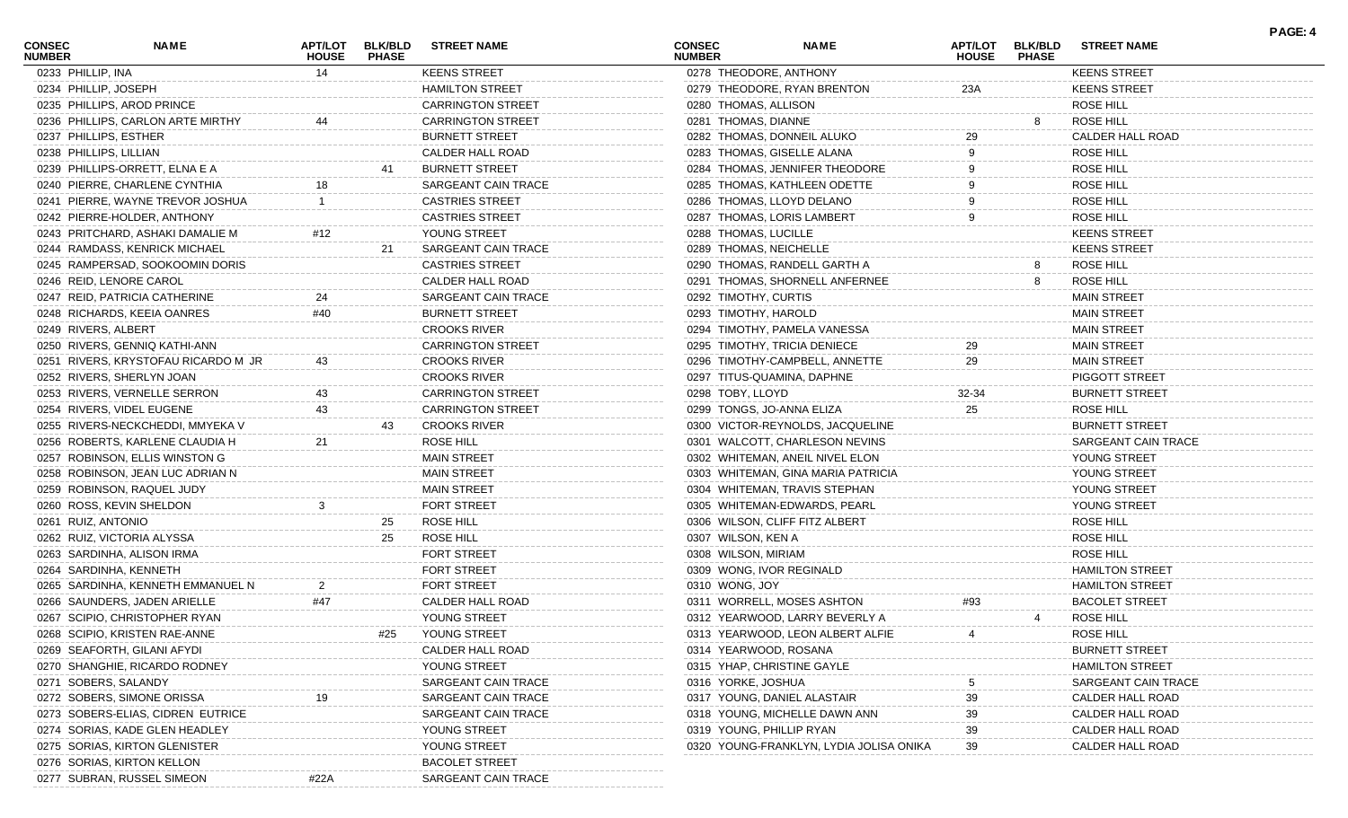| CONSEC NUMBER | NAME | APT/LOT HOUSE | BLK/BLD PHASE | STREET NAME |
|---|---|---|---|---|
| 0233 | PHILLIP, INA | 14 | | KEENS STREET |
| 0234 | PHILLIP, JOSEPH | | | HAMILTON STREET |
| 0235 | PHILLIPS, AROD PRINCE | | | CARRINGTON STREET |
| 0236 | PHILLIPS, CARLON ARTE MIRTHY | 44 | | CARRINGTON STREET |
| 0237 | PHILLIPS, ESTHER | | | BURNETT STREET |
| 0238 | PHILLIPS, LILLIAN | | | CALDER HALL ROAD |
| 0239 | PHILLIPS-ORRETT, ELNA E A | | 41 | BURNETT STREET |
| 0240 | PIERRE, CHARLENE CYNTHIA | 18 | | SARGEANT CAIN TRACE |
| 0241 | PIERRE, WAYNE TREVOR JOSHUA | 1 | | CASTRIES STREET |
| 0242 | PIERRE-HOLDER, ANTHONY | | | CASTRIES STREET |
| 0243 | PRITCHARD, ASHAKI DAMALIE M | #12 | | YOUNG STREET |
| 0244 | RAMDASS, KENRICK MICHAEL | | 21 | SARGEANT CAIN TRACE |
| 0245 | RAMPERSAD, SOOKOOMIN DORIS | | | CASTRIES STREET |
| 0246 | REID, LENORE CAROL | | | CALDER HALL ROAD |
| 0247 | REID, PATRICIA CATHERINE | 24 | | SARGEANT CAIN TRACE |
| 0248 | RICHARDS, KEEIA OANRES | #40 | | BURNETT STREET |
| 0249 | RIVERS, ALBERT | | | CROOKS RIVER |
| 0250 | RIVERS, GENNIQ KATHI-ANN | | | CARRINGTON STREET |
| 0251 | RIVERS, KRYSTOFAU RICARDO M JR | 43 | | CROOKS RIVER |
| 0252 | RIVERS, SHERLYN JOAN | | | CROOKS RIVER |
| 0253 | RIVERS, VERNELLE SERRON | 43 | | CARRINGTON STREET |
| 0254 | RIVERS, VIDEL EUGENE | 43 | | CARRINGTON STREET |
| 0255 | RIVERS-NECKCHEDDI, MMYEKA V | | 43 | CROOKS RIVER |
| 0256 | ROBERTS, KARLENE CLAUDIA H | 21 | | ROSE HILL |
| 0257 | ROBINSON, ELLIS WINSTON G | | | MAIN STREET |
| 0258 | ROBINSON, JEAN LUC ADRIAN N | | | MAIN STREET |
| 0259 | ROBINSON, RAQUEL JUDY | | | MAIN STREET |
| 0260 | ROSS, KEVIN SHELDON | 3 | | FORT STREET |
| 0261 | RUIZ, ANTONIO | | 25 | ROSE HILL |
| 0262 | RUIZ, VICTORIA ALYSSA | | 25 | ROSE HILL |
| 0263 | SARDINHA, ALISON IRMA | | | FORT STREET |
| 0264 | SARDINHA, KENNETH | | | FORT STREET |
| 0265 | SARDINHA, KENNETH EMMANUEL N | 2 | | FORT STREET |
| 0266 | SAUNDERS, JADEN ARIELLE | #47 | | CALDER HALL ROAD |
| 0267 | SCIPIO, CHRISTOPHER RYAN | | | YOUNG STREET |
| 0268 | SCIPIO, KRISTEN RAE-ANNE | | #25 | YOUNG STREET |
| 0269 | SEAFORTH, GILANI AFYDI | | | CALDER HALL ROAD |
| 0270 | SHANGHIE, RICARDO RODNEY | | | YOUNG STREET |
| 0271 | SOBERS, SALANDY | | | SARGEANT CAIN TRACE |
| 0272 | SOBERS, SIMONE ORISSA | 19 | | SARGEANT CAIN TRACE |
| 0273 | SOBERS-ELIAS, CIDREN EUTRICE | | | SARGEANT CAIN TRACE |
| 0274 | SORIAS, KADE GLEN HEADLEY | | | YOUNG STREET |
| 0275 | SORIAS, KIRTON GLENISTER | | | YOUNG STREET |
| 0276 | SORIAS, KIRTON KELLON | | | BACOLET STREET |
| 0277 | SUBRAN, RUSSEL SIMEON | #22A | | SARGEANT CAIN TRACE |
| 0278 | THEODORE, ANTHONY | | | KEENS STREET |
| 0279 | THEODORE, RYAN BRENTON | 23A | | KEENS STREET |
| 0280 | THOMAS, ALLISON | | | ROSE HILL |
| 0281 | THOMAS, DIANNE | | 8 | ROSE HILL |
| 0282 | THOMAS, DONNEIL ALUKO | 29 | | CALDER HALL ROAD |
| 0283 | THOMAS, GISELLE ALANA | 9 | | ROSE HILL |
| 0284 | THOMAS, JENNIFER THEODORE | 9 | | ROSE HILL |
| 0285 | THOMAS, KATHLEEN ODETTE | 9 | | ROSE HILL |
| 0286 | THOMAS, LLOYD DELANO | 9 | | ROSE HILL |
| 0287 | THOMAS, LORIS LAMBERT | 9 | | ROSE HILL |
| 0288 | THOMAS, LUCILLE | | | KEENS STREET |
| 0289 | THOMAS, NEICHELLE | | | KEENS STREET |
| 0290 | THOMAS, RANDELL GARTH A | | 8 | ROSE HILL |
| 0291 | THOMAS, SHORNELL ANFERNEE | | 8 | ROSE HILL |
| 0292 | TIMOTHY, CURTIS | | | MAIN STREET |
| 0293 | TIMOTHY, HAROLD | | | MAIN STREET |
| 0294 | TIMOTHY, PAMELA VANESSA | | | MAIN STREET |
| 0295 | TIMOTHY, TRICIA DENIECE | 29 | | MAIN STREET |
| 0296 | TIMOTHY-CAMPBELL, ANNETTE | 29 | | MAIN STREET |
| 0297 | TITUS-QUAMINA, DAPHNE | | | PIGGOTT STREET |
| 0298 | TOBY, LLOYD | 32-34 | | BURNETT STREET |
| 0299 | TONGS, JO-ANNA ELIZA | 25 | | ROSE HILL |
| 0300 | VICTOR-REYNOLDS, JACQUELINE | | | BURNETT STREET |
| 0301 | WALCOTT, CHARLESON NEVINS | | | SARGEANT CAIN TRACE |
| 0302 | WHITEMAN, ANEIL NIVEL ELON | | | YOUNG STREET |
| 0303 | WHITEMAN, GINA MARIA PATRICIA | | | YOUNG STREET |
| 0304 | WHITEMAN, TRAVIS STEPHAN | | | YOUNG STREET |
| 0305 | WHITEMAN-EDWARDS, PEARL | | | YOUNG STREET |
| 0306 | WILSON, CLIFF FITZ ALBERT | | | ROSE HILL |
| 0307 | WILSON, KEN A | | | ROSE HILL |
| 0308 | WILSON, MIRIAM | | | ROSE HILL |
| 0309 | WONG, IVOR REGINALD | | | HAMILTON STREET |
| 0310 | WONG, JOY | | | HAMILTON STREET |
| 0311 | WORRELL, MOSES ASHTON | #93 | | BACOLET STREET |
| 0312 | YEARWOOD, LARRY BEVERLY A | | 4 | ROSE HILL |
| 0313 | YEARWOOD, LEON ALBERT ALFIE | 4 | | ROSE HILL |
| 0314 | YEARWOOD, ROSANA | | | BURNETT STREET |
| 0315 | YHAP, CHRISTINE GAYLE | | | HAMILTON STREET |
| 0316 | YORKE, JOSHUA | 5 | | SARGEANT CAIN TRACE |
| 0317 | YOUNG, DANIEL ALASTAIR | 39 | | CALDER HALL ROAD |
| 0318 | YOUNG, MICHELLE DAWN ANN | 39 | | CALDER HALL ROAD |
| 0319 | YOUNG, PHILLIP RYAN | 39 | | CALDER HALL ROAD |
| 0320 | YOUNG-FRANKLYN, LYDIA JOLISA ONIKA | 39 | | CALDER HALL ROAD |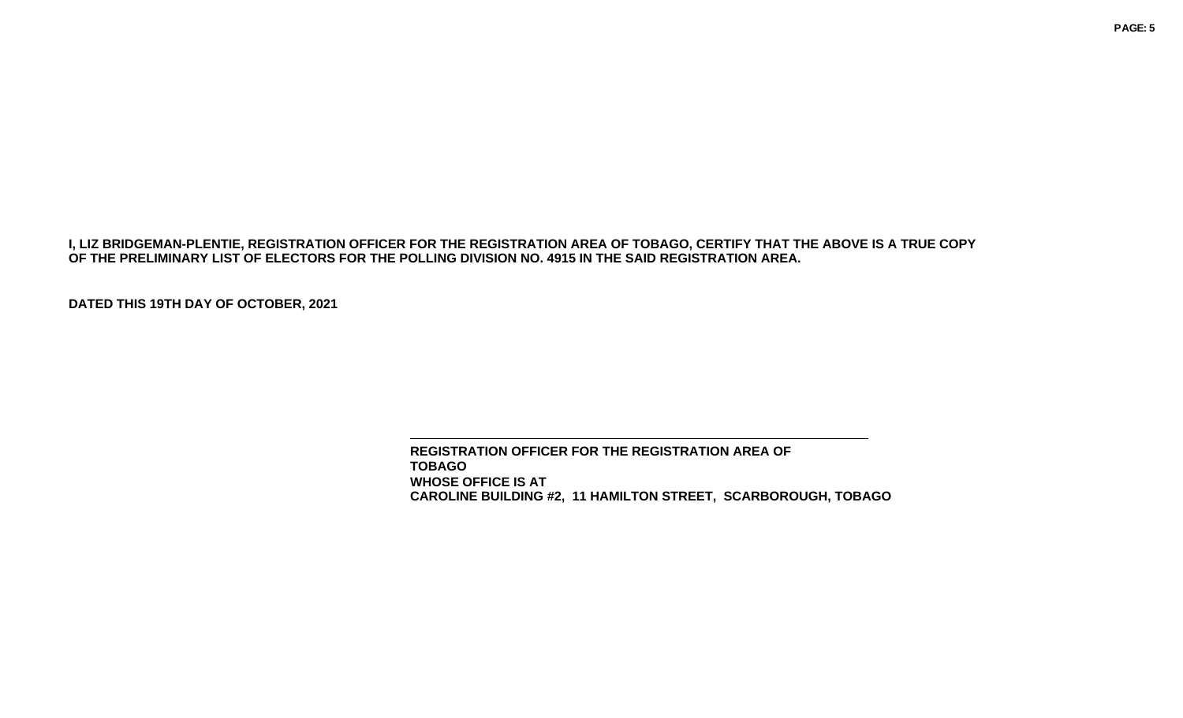**I, LIZ BRIDGEMAN-PLENTIE, REGISTRATION OFFICER FOR THE REGISTRATION AREA OF TOBAGO, CERTIFY THAT THE ABOVE IS A TRUE COPY OF THE PRELIMINARY LIST OF ELECTORS FOR THE POLLING DIVISION NO. 4915 IN THE SAID REGISTRATION AREA.**

**DATED THIS 19TH DAY OF OCTOBER, 2021**

---

**REGISTRATION OFFICER FOR THE REGISTRATION AREA OF TOBAGO**
**WHOSE OFFICE IS AT**
**CAROLINE BUILDING #2, 11 HAMILTON STREET, SCARBOROUGH, TOBAGO**